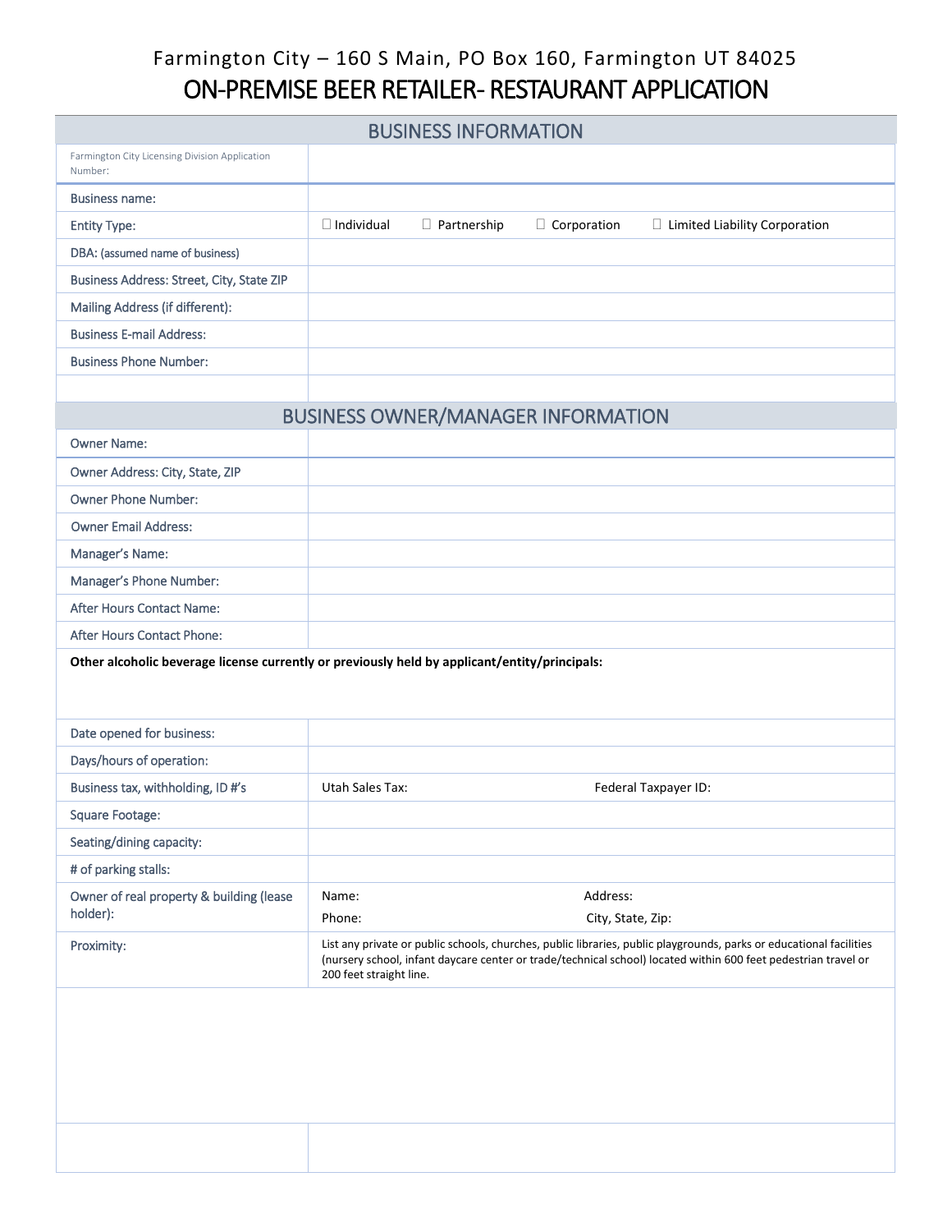Farmington City – 160 S Main, PO Box 160, Farmington UT 84025

# ON-PREMISE BEER RETAILER- RESTAURANT APPLICATION

## BUSINESS INFORMATION

| | |
|---|---|
| Farmington City Licensing Division Application Number: | |
| Business name: | |
| Entity Type: | ☐ Individual ☐ Partnership ☐ Corporation ☐ Limited Liability Corporation |
| DBA: (assumed name of business) | |
| Business Address: Street, City, State ZIP | |
| Mailing Address (if different): | |
| Business E-mail Address: | |
| Business Phone Number: | |
| | |

## BUSINESS OWNER/MANAGER INFORMATION

| | |
|---|---|
| Owner Name: | |
| Owner Address: City, State, ZIP | |
| Owner Phone Number: | |
| Owner Email Address: | |
| Manager's Name: | |
| Manager's Phone Number: | |
| After Hours Contact Name: | |
| After Hours Contact Phone: | |

**Other alcoholic beverage license currently or previously held by applicant/entity/principals:**

| | |
|---|---|
| Date opened for business: | |
| Days/hours of operation: | |
| Business tax, withholding, ID #'s | Utah Sales Tax: Federal Taxpayer ID: |
| Square Footage: | |
| Seating/dining capacity: | |
| # of parking stalls: | |
| Owner of real property & building (lease holder): | Name: Address: Phone: City, State, Zip: |
| Proximity: | List any private or public schools, churches, public libraries, public playgrounds, parks or educational facilities (nursery school, infant daycare center or trade/technical school) located within 600 feet pedestrian travel or 200 feet straight line. |
| | |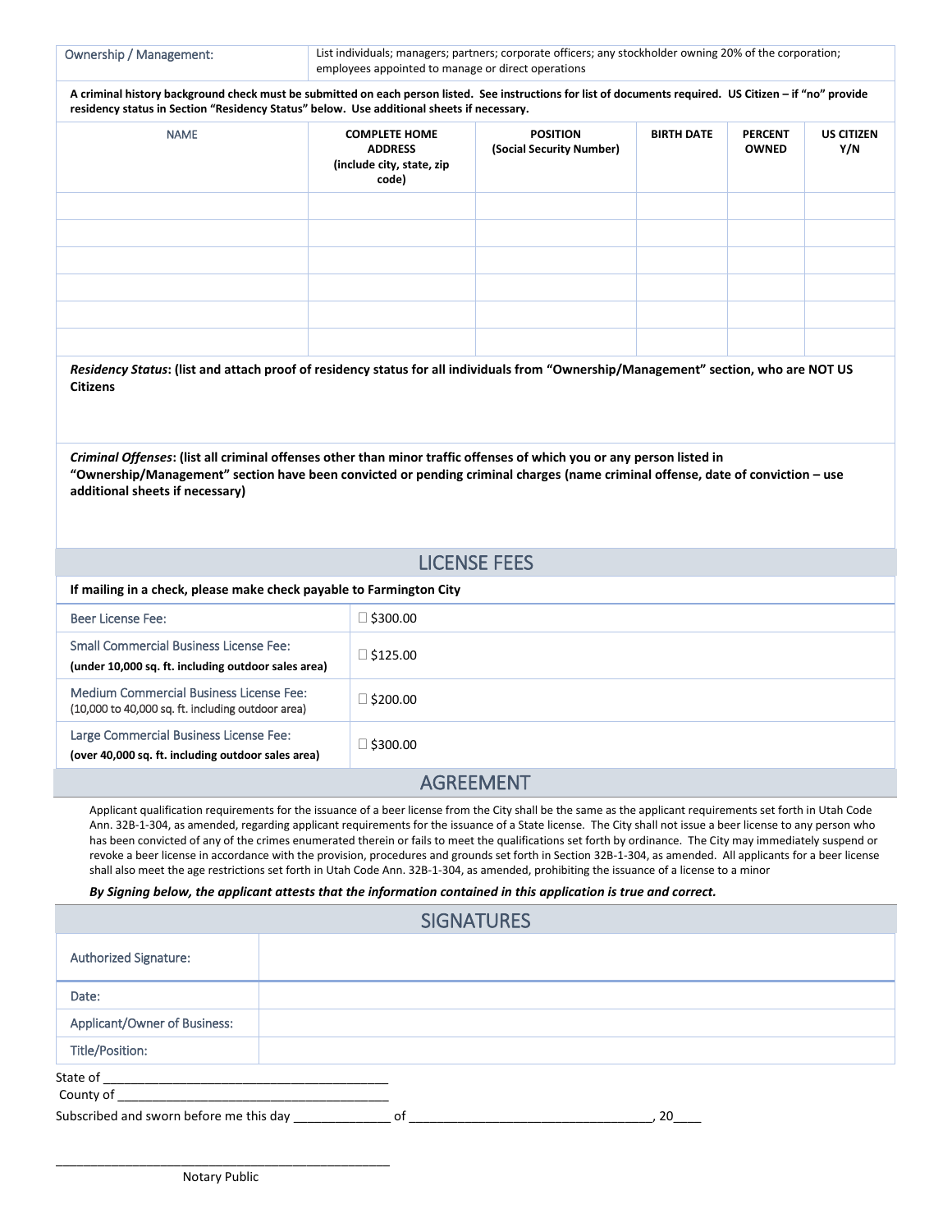| Ownership / Management: | List individuals; managers; partners; corporate officers; any stockholder owning 20% of the corporation; employees appointed to manage or direct operations |
|---|---|

**A criminal history background check must be submitted on each person listed. See instructions for list of documents required. US Citizen – if "no" provide residency status in Section "Residency Status" below. Use additional sheets if necessary.**

| NAME | COMPLETE HOME ADDRESS (include city, state, zip code) | POSITION (Social Security Number) | BIRTH DATE | PERCENT OWNED | US CITIZEN Y/N |
|---|---|---|---|---|---|
| | | | | | |
| | | | | | |
| | | | | | |
| | | | | | |
| | | | | | |
| | | | | | |

***Residency Status*: (list and attach proof of residency status for all individuals from "Ownership/Management" section, who are NOT US Citizens**

***Criminal Offenses*: (list all criminal offenses other than minor traffic offenses of which you or any person listed in "Ownership/Management" section have been convicted or pending criminal charges (name criminal offense, date of conviction – use additional sheets if necessary)**

## LICENSE FEES

**If mailing in a check, please make check payable to Farmington City**

| | |
|---|---|
| Beer License Fee: | ☐ $300.00 |
| Small Commercial Business License Fee: **(under 10,000 sq. ft. including outdoor sales area)** | ☐ $125.00 |
| Medium Commercial Business License Fee: (10,000 to 40,000 sq. ft. including outdoor area) | ☐ $200.00 |
| Large Commercial Business License Fee: **(over 40,000 sq. ft. including outdoor sales area)** | ☐ $300.00 |

## AGREEMENT

Applicant qualification requirements for the issuance of a beer license from the City shall be the same as the applicant requirements set forth in Utah Code Ann. 32B-1-304, as amended, regarding applicant requirements for the issuance of a State license. The City shall not issue a beer license to any person who has been convicted of any of the crimes enumerated therein or fails to meet the qualifications set forth by ordinance. The City may immediately suspend or revoke a beer license in accordance with the provision, procedures and grounds set forth in Section 32B-1-304, as amended. All applicants for a beer license shall also meet the age restrictions set forth in Utah Code Ann. 32B-1-304, as amended, prohibiting the issuance of a license to a minor

***By Signing below, the applicant attests that the information contained in this application is true and correct.***

## SIGNATURES

| | |
|---|---|
| Authorized Signature: | |
| Date: | |
| Applicant/Owner of Business: | |
| Title/Position: | |

State of ________________________________________

County of ______________________________________

Subscribed and sworn before me this day ______________ of __________________________________, 20____

__________________________________________________

Notary Public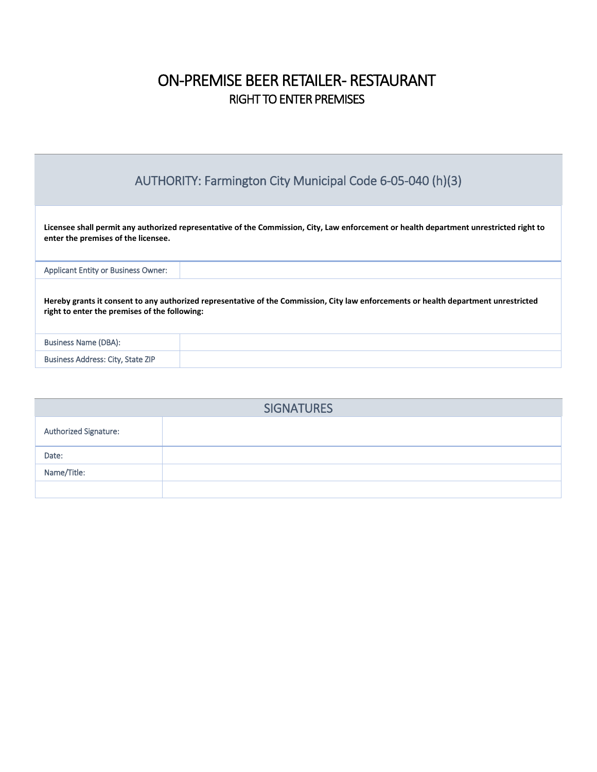# ON-PREMISE BEER RETAILER- RESTAURANT

## RIGHT TO ENTER PREMISES

## AUTHORITY: Farmington City Municipal Code 6-05-040 (h)(3)

**Licensee shall permit any authorized representative of the Commission, City, Law enforcement or health department unrestricted right to enter the premises of the licensee.**

| Applicant Entity or Business Owner: | |
|---|---|

**Hereby grants it consent to any authorized representative of the Commission, City law enforcements or health department unrestricted right to enter the premises of the following:**

| Business Name (DBA): | |
|---|---|
| Business Address: City, State ZIP | |

## SIGNATURES

| Authorized Signature: | |
|---|---|
| Date: | |
| Name/Title: | |
| | |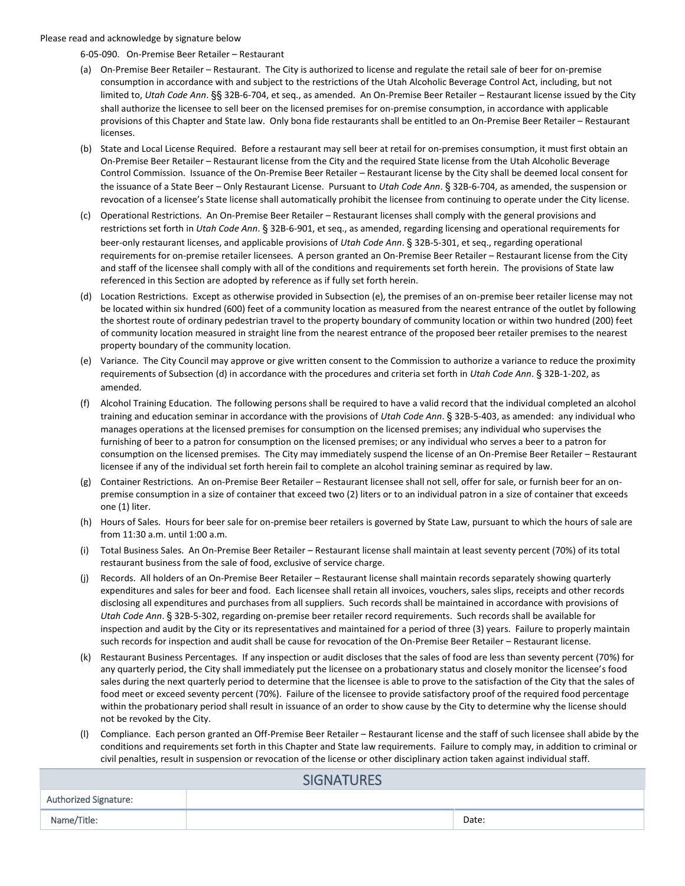Please read and acknowledge by signature below

6-05-090. On-Premise Beer Retailer – Restaurant

(a) On-Premise Beer Retailer – Restaurant. The City is authorized to license and regulate the retail sale of beer for on-premise consumption in accordance with and subject to the restrictions of the Utah Alcoholic Beverage Control Act, including, but not limited to, *Utah Code Ann*. §§ 32B-6-704, et seq., as amended. An On-Premise Beer Retailer – Restaurant license issued by the City shall authorize the licensee to sell beer on the licensed premises for on-premise consumption, in accordance with applicable provisions of this Chapter and State law. Only bona fide restaurants shall be entitled to an On-Premise Beer Retailer – Restaurant licenses.

(b) State and Local License Required. Before a restaurant may sell beer at retail for on-premises consumption, it must first obtain an On-Premise Beer Retailer – Restaurant license from the City and the required State license from the Utah Alcoholic Beverage Control Commission. Issuance of the On-Premise Beer Retailer – Restaurant license by the City shall be deemed local consent for the issuance of a State Beer – Only Restaurant License. Pursuant to *Utah Code Ann*. § 32B-6-704, as amended, the suspension or revocation of a licensee's State license shall automatically prohibit the licensee from continuing to operate under the City license.

(c) Operational Restrictions. An On-Premise Beer Retailer – Restaurant licenses shall comply with the general provisions and restrictions set forth in *Utah Code Ann*. § 32B-6-901, et seq., as amended, regarding licensing and operational requirements for beer-only restaurant licenses, and applicable provisions of *Utah Code Ann*. § 32B-5-301, et seq., regarding operational requirements for on-premise retailer licensees. A person granted an On-Premise Beer Retailer – Restaurant license from the City and staff of the licensee shall comply with all of the conditions and requirements set forth herein. The provisions of State law referenced in this Section are adopted by reference as if fully set forth herein.

(d) Location Restrictions. Except as otherwise provided in Subsection (e), the premises of an on-premise beer retailer license may not be located within six hundred (600) feet of a community location as measured from the nearest entrance of the outlet by following the shortest route of ordinary pedestrian travel to the property boundary of community location or within two hundred (200) feet of community location measured in straight line from the nearest entrance of the proposed beer retailer premises to the nearest property boundary of the community location.

(e) Variance. The City Council may approve or give written consent to the Commission to authorize a variance to reduce the proximity requirements of Subsection (d) in accordance with the procedures and criteria set forth in *Utah Code Ann*. § 32B-1-202, as amended.

(f) Alcohol Training Education. The following persons shall be required to have a valid record that the individual completed an alcohol training and education seminar in accordance with the provisions of *Utah Code Ann*. § 32B-5-403, as amended: any individual who manages operations at the licensed premises for consumption on the licensed premises; any individual who supervises the furnishing of beer to a patron for consumption on the licensed premises; or any individual who serves a beer to a patron for consumption on the licensed premises. The City may immediately suspend the license of an On-Premise Beer Retailer – Restaurant licensee if any of the individual set forth herein fail to complete an alcohol training seminar as required by law.

(g) Container Restrictions. An on-Premise Beer Retailer – Restaurant licensee shall not sell, offer for sale, or furnish beer for an on-premise consumption in a size of container that exceed two (2) liters or to an individual patron in a size of container that exceeds one (1) liter.

(h) Hours of Sales. Hours for beer sale for on-premise beer retailers is governed by State Law, pursuant to which the hours of sale are from 11:30 a.m. until 1:00 a.m.

(i) Total Business Sales. An On-Premise Beer Retailer – Restaurant license shall maintain at least seventy percent (70%) of its total restaurant business from the sale of food, exclusive of service charge.

(j) Records. All holders of an On-Premise Beer Retailer – Restaurant license shall maintain records separately showing quarterly expenditures and sales for beer and food. Each licensee shall retain all invoices, vouchers, sales slips, receipts and other records disclosing all expenditures and purchases from all suppliers. Such records shall be maintained in accordance with provisions of *Utah Code Ann*. § 32B-5-302, regarding on-premise beer retailer record requirements. Such records shall be available for inspection and audit by the City or its representatives and maintained for a period of three (3) years. Failure to properly maintain such records for inspection and audit shall be cause for revocation of the On-Premise Beer Retailer – Restaurant license.

(k) Restaurant Business Percentages. If any inspection or audit discloses that the sales of food are less than seventy percent (70%) for any quarterly period, the City shall immediately put the licensee on a probationary status and closely monitor the licensee's food sales during the next quarterly period to determine that the licensee is able to prove to the satisfaction of the City that the sales of food meet or exceed seventy percent (70%). Failure of the licensee to provide satisfactory proof of the required food percentage within the probationary period shall result in issuance of an order to show cause by the City to determine why the license should not be revoked by the City.

(l) Compliance. Each person granted an Off-Premise Beer Retailer – Restaurant license and the staff of such licensee shall abide by the conditions and requirements set forth in this Chapter and State law requirements. Failure to comply may, in addition to criminal or civil penalties, result in suspension or revocation of the license or other disciplinary action taken against individual staff.

## SIGNATURES

| | | |
|---|---|---|
| Authorized Signature: | | |
| Name/Title: | | Date: |